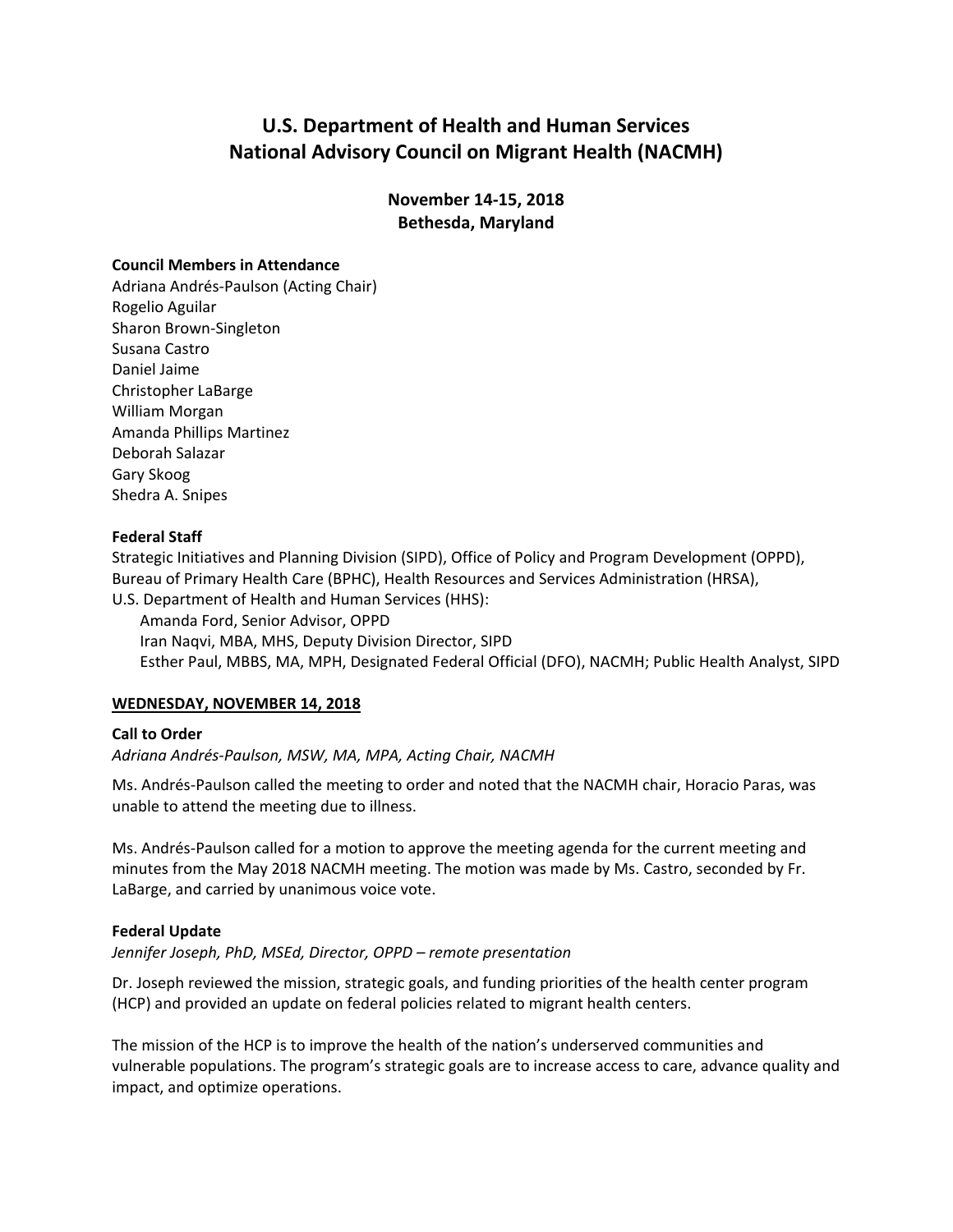# U.S. Department of Health and Human Services
# National Advisory Council on Migrant Health (NACMH)

## November 14-15, 2018
## Bethesda, Maryland

**Council Members in Attendance**

Adriana Andrés-Paulson (Acting Chair)
Rogelio Aguilar
Sharon Brown-Singleton
Susana Castro
Daniel Jaime
Christopher LaBarge
William Morgan
Amanda Phillips Martinez
Deborah Salazar
Gary Skoog
Shedra A. Snipes

**Federal Staff**

Strategic Initiatives and Planning Division (SIPD), Office of Policy and Program Development (OPPD), Bureau of Primary Health Care (BPHC), Health Resources and Services Administration (HRSA), U.S. Department of Health and Human Services (HHS):

- Amanda Ford, Senior Advisor, OPPD
- Iran Naqvi, MBA, MHS, Deputy Division Director, SIPD
- Esther Paul, MBBS, MA, MPH, Designated Federal Official (DFO), NACMH; Public Health Analyst, SIPD

## WEDNESDAY, NOVEMBER 14, 2018

### Call to Order

*Adriana Andrés-Paulson, MSW, MA, MPA, Acting Chair, NACMH*

Ms. Andrés-Paulson called the meeting to order and noted that the NACMH chair, Horacio Paras, was unable to attend the meeting due to illness.

Ms. Andrés-Paulson called for a motion to approve the meeting agenda for the current meeting and minutes from the May 2018 NACMH meeting. The motion was made by Ms. Castro, seconded by Fr. LaBarge, and carried by unanimous voice vote.

### Federal Update

*Jennifer Joseph, PhD, MSEd, Director, OPPD – remote presentation*

Dr. Joseph reviewed the mission, strategic goals, and funding priorities of the health center program (HCP) and provided an update on federal policies related to migrant health centers.

The mission of the HCP is to improve the health of the nation's underserved communities and vulnerable populations. The program's strategic goals are to increase access to care, advance quality and impact, and optimize operations.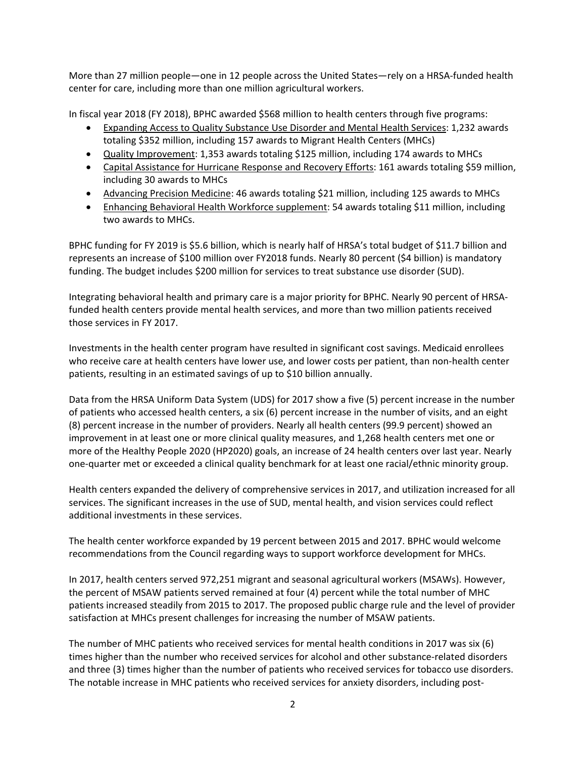More than 27 million people—one in 12 people across the United States—rely on a HRSA-funded health center for care, including more than one million agricultural workers.

In fiscal year 2018 (FY 2018), BPHC awarded $568 million to health centers through five programs:

- Expanding Access to Quality Substance Use Disorder and Mental Health Services: 1,232 awards totaling $352 million, including 157 awards to Migrant Health Centers (MHCs)
- Quality Improvement: 1,353 awards totaling $125 million, including 174 awards to MHCs
- Capital Assistance for Hurricane Response and Recovery Efforts: 161 awards totaling $59 million, including 30 awards to MHCs
- Advancing Precision Medicine: 46 awards totaling $21 million, including 125 awards to MHCs
- Enhancing Behavioral Health Workforce supplement: 54 awards totaling $11 million, including two awards to MHCs.

BPHC funding for FY 2019 is $5.6 billion, which is nearly half of HRSA's total budget of $11.7 billion and represents an increase of $100 million over FY2018 funds. Nearly 80 percent ($4 billion) is mandatory funding. The budget includes $200 million for services to treat substance use disorder (SUD).

Integrating behavioral health and primary care is a major priority for BPHC. Nearly 90 percent of HRSA-funded health centers provide mental health services, and more than two million patients received those services in FY 2017.

Investments in the health center program have resulted in significant cost savings. Medicaid enrollees who receive care at health centers have lower use, and lower costs per patient, than non-health center patients, resulting in an estimated savings of up to $10 billion annually.

Data from the HRSA Uniform Data System (UDS) for 2017 show a five (5) percent increase in the number of patients who accessed health centers, a six (6) percent increase in the number of visits, and an eight (8) percent increase in the number of providers. Nearly all health centers (99.9 percent) showed an improvement in at least one or more clinical quality measures, and 1,268 health centers met one or more of the Healthy People 2020 (HP2020) goals, an increase of 24 health centers over last year. Nearly one-quarter met or exceeded a clinical quality benchmark for at least one racial/ethnic minority group.

Health centers expanded the delivery of comprehensive services in 2017, and utilization increased for all services. The significant increases in the use of SUD, mental health, and vision services could reflect additional investments in these services.

The health center workforce expanded by 19 percent between 2015 and 2017. BPHC would welcome recommendations from the Council regarding ways to support workforce development for MHCs.

In 2017, health centers served 972,251 migrant and seasonal agricultural workers (MSAWs). However, the percent of MSAW patients served remained at four (4) percent while the total number of MHC patients increased steadily from 2015 to 2017. The proposed public charge rule and the level of provider satisfaction at MHCs present challenges for increasing the number of MSAW patients.

The number of MHC patients who received services for mental health conditions in 2017 was six (6) times higher than the number who received services for alcohol and other substance-related disorders and three (3) times higher than the number of patients who received services for tobacco use disorders. The notable increase in MHC patients who received services for anxiety disorders, including post-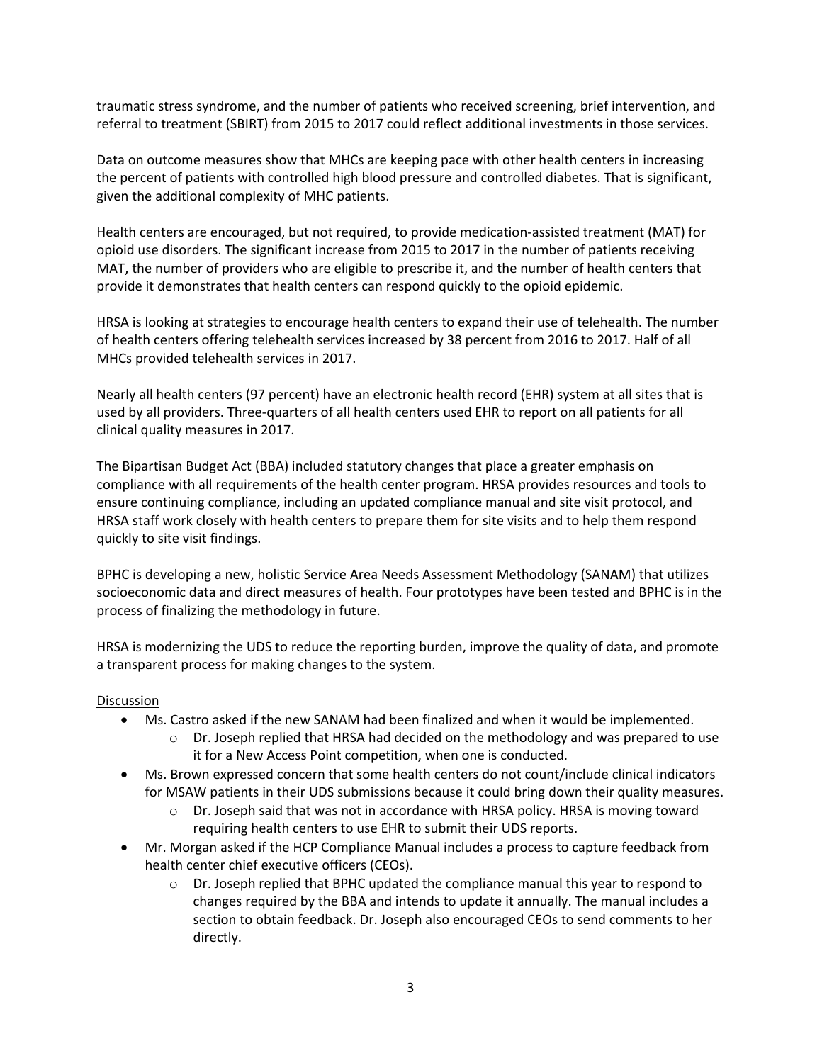traumatic stress syndrome, and the number of patients who received screening, brief intervention, and referral to treatment (SBIRT) from 2015 to 2017 could reflect additional investments in those services.

Data on outcome measures show that MHCs are keeping pace with other health centers in increasing the percent of patients with controlled high blood pressure and controlled diabetes. That is significant, given the additional complexity of MHC patients.

Health centers are encouraged, but not required, to provide medication-assisted treatment (MAT) for opioid use disorders. The significant increase from 2015 to 2017 in the number of patients receiving MAT, the number of providers who are eligible to prescribe it, and the number of health centers that provide it demonstrates that health centers can respond quickly to the opioid epidemic.

HRSA is looking at strategies to encourage health centers to expand their use of telehealth. The number of health centers offering telehealth services increased by 38 percent from 2016 to 2017. Half of all MHCs provided telehealth services in 2017.

Nearly all health centers (97 percent) have an electronic health record (EHR) system at all sites that is used by all providers. Three-quarters of all health centers used EHR to report on all patients for all clinical quality measures in 2017.

The Bipartisan Budget Act (BBA) included statutory changes that place a greater emphasis on compliance with all requirements of the health center program. HRSA provides resources and tools to ensure continuing compliance, including an updated compliance manual and site visit protocol, and HRSA staff work closely with health centers to prepare them for site visits and to help them respond quickly to site visit findings.

BPHC is developing a new, holistic Service Area Needs Assessment Methodology (SANAM) that utilizes socioeconomic data and direct measures of health. Four prototypes have been tested and BPHC is in the process of finalizing the methodology in future.

HRSA is modernizing the UDS to reduce the reporting burden, improve the quality of data, and promote a transparent process for making changes to the system.

Discussion

- Ms. Castro asked if the new SANAM had been finalized and when it would be implemented.
  - Dr. Joseph replied that HRSA had decided on the methodology and was prepared to use it for a New Access Point competition, when one is conducted.
- Ms. Brown expressed concern that some health centers do not count/include clinical indicators for MSAW patients in their UDS submissions because it could bring down their quality measures.
  - Dr. Joseph said that was not in accordance with HRSA policy. HRSA is moving toward requiring health centers to use EHR to submit their UDS reports.
- Mr. Morgan asked if the HCP Compliance Manual includes a process to capture feedback from health center chief executive officers (CEOs).
  - Dr. Joseph replied that BPHC updated the compliance manual this year to respond to changes required by the BBA and intends to update it annually. The manual includes a section to obtain feedback. Dr. Joseph also encouraged CEOs to send comments to her directly.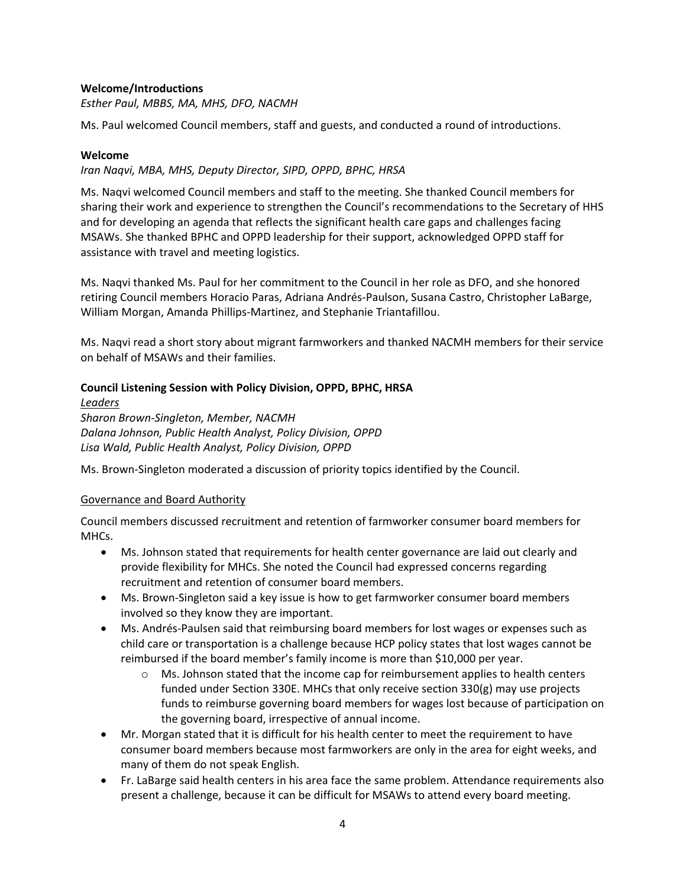**Welcome/Introductions**

*Esther Paul, MBBS, MA, MHS, DFO, NACMH*

Ms. Paul welcomed Council members, staff and guests, and conducted a round of introductions.

**Welcome**

*Iran Naqvi, MBA, MHS, Deputy Director, SIPD, OPPD, BPHC, HRSA*

Ms. Naqvi welcomed Council members and staff to the meeting. She thanked Council members for sharing their work and experience to strengthen the Council's recommendations to the Secretary of HHS and for developing an agenda that reflects the significant health care gaps and challenges facing MSAWs. She thanked BPHC and OPPD leadership for their support, acknowledged OPPD staff for assistance with travel and meeting logistics.

Ms. Naqvi thanked Ms. Paul for her commitment to the Council in her role as DFO, and she honored retiring Council members Horacio Paras, Adriana Andrés-Paulson, Susana Castro, Christopher LaBarge, William Morgan, Amanda Phillips-Martinez, and Stephanie Triantafillou.

Ms. Naqvi read a short story about migrant farmworkers and thanked NACMH members for their service on behalf of MSAWs and their families.

**Council Listening Session with Policy Division, OPPD, BPHC, HRSA**

*Leaders*

*Sharon Brown-Singleton, Member, NACMH*
*Dalana Johnson, Public Health Analyst, Policy Division, OPPD*
*Lisa Wald, Public Health Analyst, Policy Division, OPPD*

Ms. Brown-Singleton moderated a discussion of priority topics identified by the Council.

Governance and Board Authority

Council members discussed recruitment and retention of farmworker consumer board members for MHCs.

- Ms. Johnson stated that requirements for health center governance are laid out clearly and provide flexibility for MHCs. She noted the Council had expressed concerns regarding recruitment and retention of consumer board members.
- Ms. Brown-Singleton said a key issue is how to get farmworker consumer board members involved so they know they are important.
- Ms. Andrés-Paulsen said that reimbursing board members for lost wages or expenses such as child care or transportation is a challenge because HCP policy states that lost wages cannot be reimbursed if the board member's family income is more than $10,000 per year.
  - Ms. Johnson stated that the income cap for reimbursement applies to health centers funded under Section 330E. MHCs that only receive section 330(g) may use projects funds to reimburse governing board members for wages lost because of participation on the governing board, irrespective of annual income.
- Mr. Morgan stated that it is difficult for his health center to meet the requirement to have consumer board members because most farmworkers are only in the area for eight weeks, and many of them do not speak English.
- Fr. LaBarge said health centers in his area face the same problem. Attendance requirements also present a challenge, because it can be difficult for MSAWs to attend every board meeting.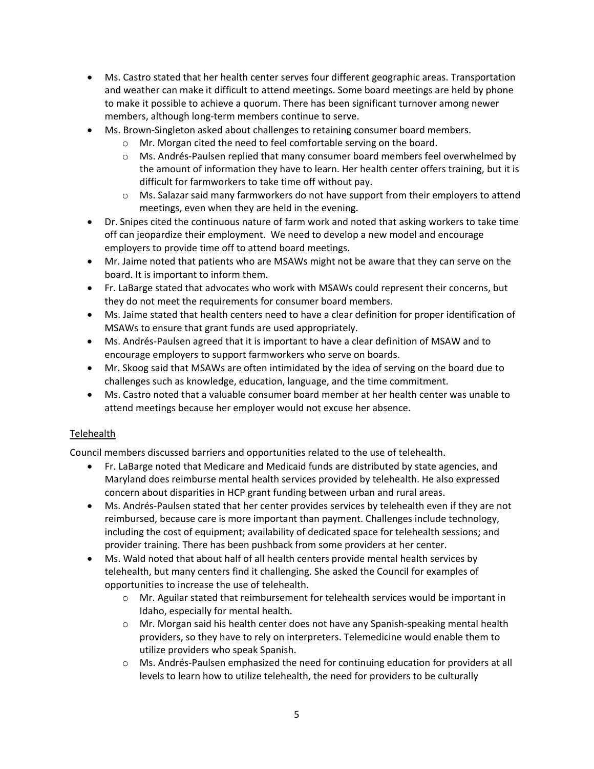- Ms. Castro stated that her health center serves four different geographic areas. Transportation and weather can make it difficult to attend meetings. Some board meetings are held by phone to make it possible to achieve a quorum. There has been significant turnover among newer members, although long-term members continue to serve.
- Ms. Brown-Singleton asked about challenges to retaining consumer board members.
  - Mr. Morgan cited the need to feel comfortable serving on the board.
  - Ms. Andrés-Paulsen replied that many consumer board members feel overwhelmed by the amount of information they have to learn. Her health center offers training, but it is difficult for farmworkers to take time off without pay.
  - Ms. Salazar said many farmworkers do not have support from their employers to attend meetings, even when they are held in the evening.
- Dr. Snipes cited the continuous nature of farm work and noted that asking workers to take time off can jeopardize their employment. We need to develop a new model and encourage employers to provide time off to attend board meetings.
- Mr. Jaime noted that patients who are MSAWs might not be aware that they can serve on the board. It is important to inform them.
- Fr. LaBarge stated that advocates who work with MSAWs could represent their concerns, but they do not meet the requirements for consumer board members.
- Ms. Jaime stated that health centers need to have a clear definition for proper identification of MSAWs to ensure that grant funds are used appropriately.
- Ms. Andrés-Paulsen agreed that it is important to have a clear definition of MSAW and to encourage employers to support farmworkers who serve on boards.
- Mr. Skoog said that MSAWs are often intimidated by the idea of serving on the board due to challenges such as knowledge, education, language, and the time commitment.
- Ms. Castro noted that a valuable consumer board member at her health center was unable to attend meetings because her employer would not excuse her absence.

Telehealth

Council members discussed barriers and opportunities related to the use of telehealth.

- Fr. LaBarge noted that Medicare and Medicaid funds are distributed by state agencies, and Maryland does reimburse mental health services provided by telehealth. He also expressed concern about disparities in HCP grant funding between urban and rural areas.
- Ms. Andrés-Paulsen stated that her center provides services by telehealth even if they are not reimbursed, because care is more important than payment. Challenges include technology, including the cost of equipment; availability of dedicated space for telehealth sessions; and provider training. There has been pushback from some providers at her center.
- Ms. Wald noted that about half of all health centers provide mental health services by telehealth, but many centers find it challenging. She asked the Council for examples of opportunities to increase the use of telehealth.
  - Mr. Aguilar stated that reimbursement for telehealth services would be important in Idaho, especially for mental health.
  - Mr. Morgan said his health center does not have any Spanish-speaking mental health providers, so they have to rely on interpreters. Telemedicine would enable them to utilize providers who speak Spanish.
  - Ms. Andrés-Paulsen emphasized the need for continuing education for providers at all levels to learn how to utilize telehealth, the need for providers to be culturally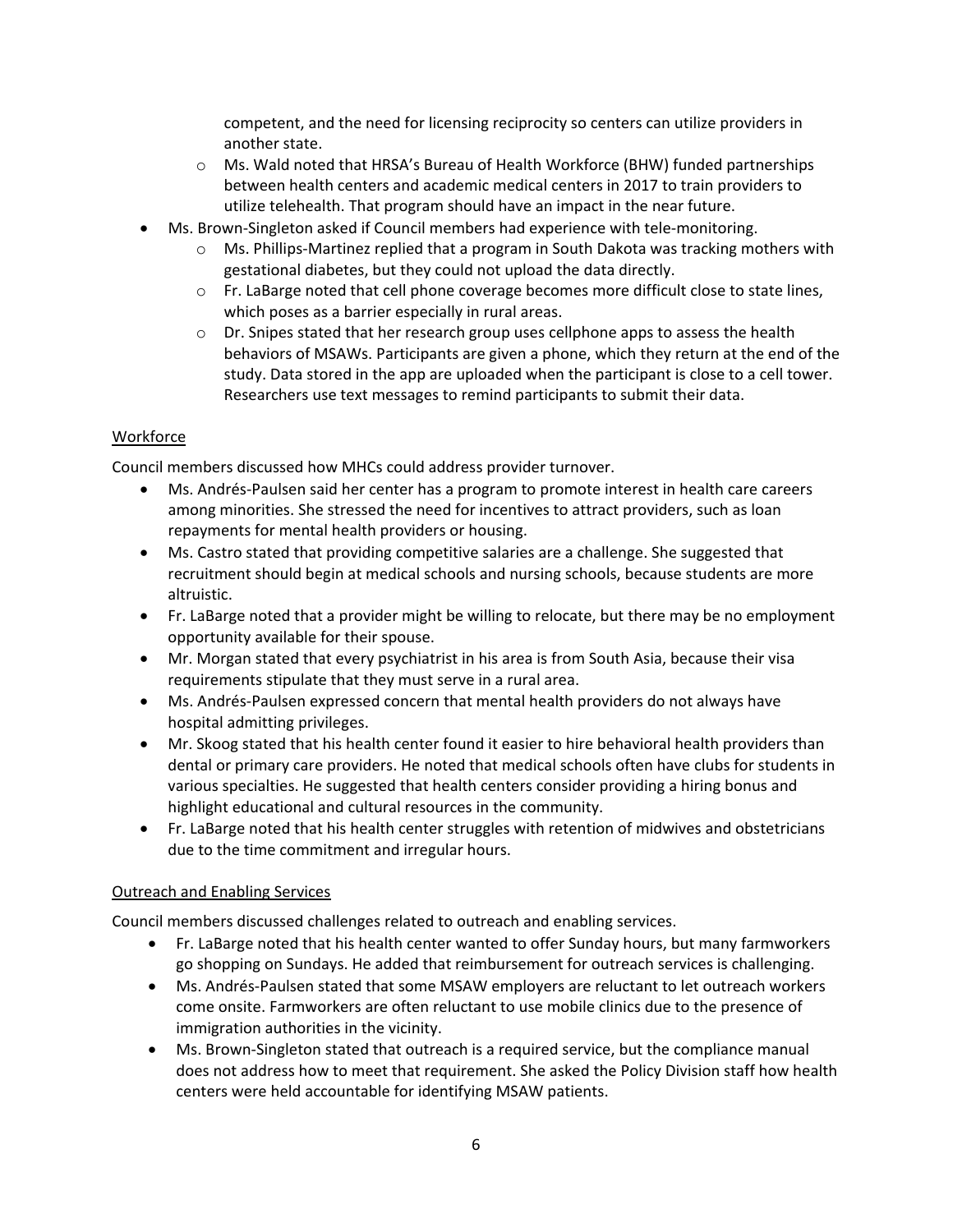competent, and the need for licensing reciprocity so centers can utilize providers in another state.

  - Ms. Wald noted that HRSA's Bureau of Health Workforce (BHW) funded partnerships between health centers and academic medical centers in 2017 to train providers to utilize telehealth. That program should have an impact in the near future.
- Ms. Brown-Singleton asked if Council members had experience with tele-monitoring.
  - Ms. Phillips-Martinez replied that a program in South Dakota was tracking mothers with gestational diabetes, but they could not upload the data directly.
  - Fr. LaBarge noted that cell phone coverage becomes more difficult close to state lines, which poses as a barrier especially in rural areas.
  - Dr. Snipes stated that her research group uses cellphone apps to assess the health behaviors of MSAWs. Participants are given a phone, which they return at the end of the study. Data stored in the app are uploaded when the participant is close to a cell tower. Researchers use text messages to remind participants to submit their data.

### Workforce

Council members discussed how MHCs could address provider turnover.

- Ms. Andrés-Paulsen said her center has a program to promote interest in health care careers among minorities. She stressed the need for incentives to attract providers, such as loan repayments for mental health providers or housing.
- Ms. Castro stated that providing competitive salaries are a challenge. She suggested that recruitment should begin at medical schools and nursing schools, because students are more altruistic.
- Fr. LaBarge noted that a provider might be willing to relocate, but there may be no employment opportunity available for their spouse.
- Mr. Morgan stated that every psychiatrist in his area is from South Asia, because their visa requirements stipulate that they must serve in a rural area.
- Ms. Andrés-Paulsen expressed concern that mental health providers do not always have hospital admitting privileges.
- Mr. Skoog stated that his health center found it easier to hire behavioral health providers than dental or primary care providers. He noted that medical schools often have clubs for students in various specialties. He suggested that health centers consider providing a hiring bonus and highlight educational and cultural resources in the community.
- Fr. LaBarge noted that his health center struggles with retention of midwives and obstetricians due to the time commitment and irregular hours.

### Outreach and Enabling Services

Council members discussed challenges related to outreach and enabling services.

- Fr. LaBarge noted that his health center wanted to offer Sunday hours, but many farmworkers go shopping on Sundays. He added that reimbursement for outreach services is challenging.
- Ms. Andrés-Paulsen stated that some MSAW employers are reluctant to let outreach workers come onsite. Farmworkers are often reluctant to use mobile clinics due to the presence of immigration authorities in the vicinity.
- Ms. Brown-Singleton stated that outreach is a required service, but the compliance manual does not address how to meet that requirement. She asked the Policy Division staff how health centers were held accountable for identifying MSAW patients.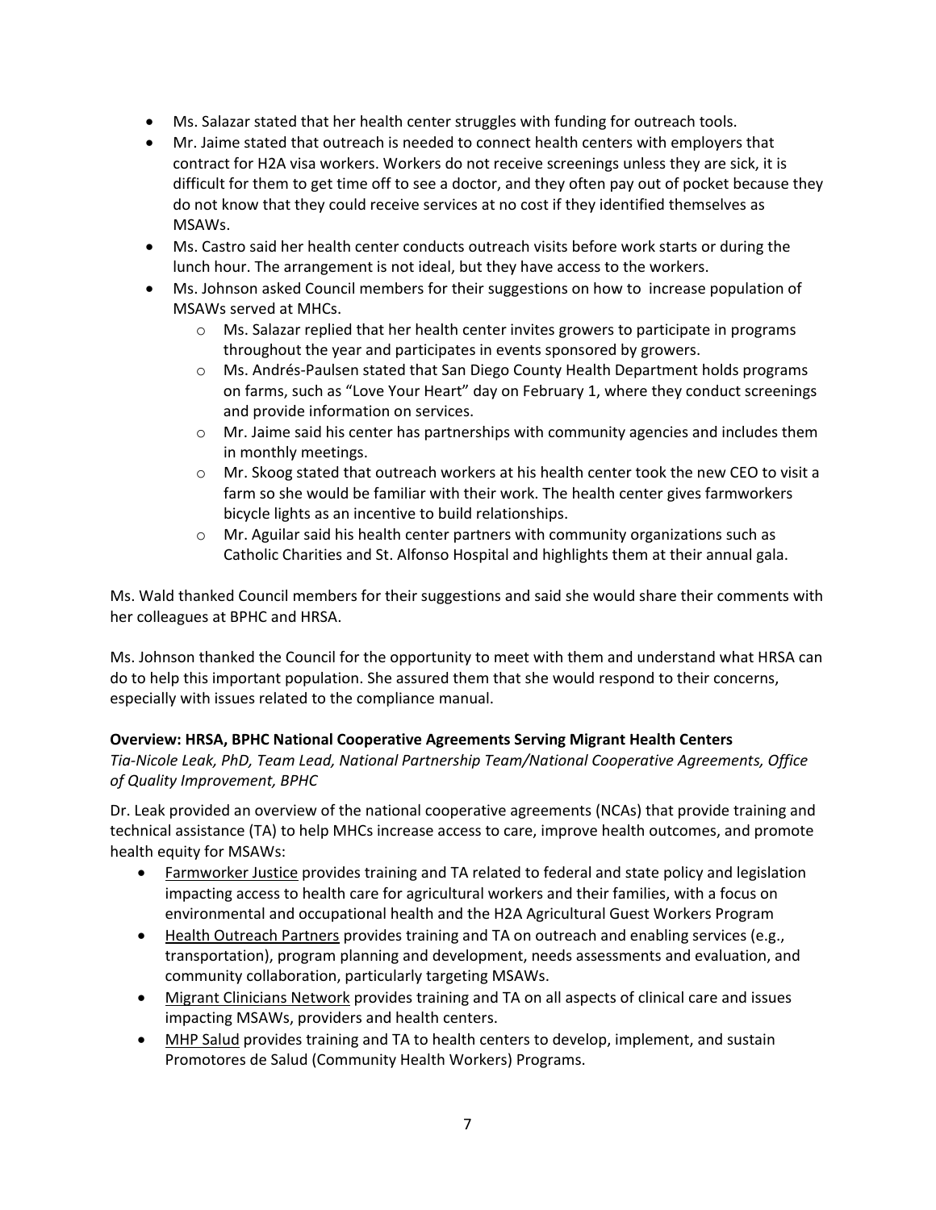- Ms. Salazar stated that her health center struggles with funding for outreach tools.
- Mr. Jaime stated that outreach is needed to connect health centers with employers that contract for H2A visa workers. Workers do not receive screenings unless they are sick, it is difficult for them to get time off to see a doctor, and they often pay out of pocket because they do not know that they could receive services at no cost if they identified themselves as MSAWs.
- Ms. Castro said her health center conducts outreach visits before work starts or during the lunch hour. The arrangement is not ideal, but they have access to the workers.
- Ms. Johnson asked Council members for their suggestions on how to increase population of MSAWs served at MHCs.
    - Ms. Salazar replied that her health center invites growers to participate in programs throughout the year and participates in events sponsored by growers.
    - Ms. Andrés-Paulsen stated that San Diego County Health Department holds programs on farms, such as "Love Your Heart" day on February 1, where they conduct screenings and provide information on services.
    - Mr. Jaime said his center has partnerships with community agencies and includes them in monthly meetings.
    - Mr. Skoog stated that outreach workers at his health center took the new CEO to visit a farm so she would be familiar with their work. The health center gives farmworkers bicycle lights as an incentive to build relationships.
    - Mr. Aguilar said his health center partners with community organizations such as Catholic Charities and St. Alfonso Hospital and highlights them at their annual gala.

Ms. Wald thanked Council members for their suggestions and said she would share their comments with her colleagues at BPHC and HRSA.

Ms. Johnson thanked the Council for the opportunity to meet with them and understand what HRSA can do to help this important population. She assured them that she would respond to their concerns, especially with issues related to the compliance manual.

**Overview: HRSA, BPHC National Cooperative Agreements Serving Migrant Health Centers**

*Tia-Nicole Leak, PhD, Team Lead, National Partnership Team/National Cooperative Agreements, Office of Quality Improvement, BPHC*

Dr. Leak provided an overview of the national cooperative agreements (NCAs) that provide training and technical assistance (TA) to help MHCs increase access to care, improve health outcomes, and promote health equity for MSAWs:

- Farmworker Justice provides training and TA related to federal and state policy and legislation impacting access to health care for agricultural workers and their families, with a focus on environmental and occupational health and the H2A Agricultural Guest Workers Program
- Health Outreach Partners provides training and TA on outreach and enabling services (e.g., transportation), program planning and development, needs assessments and evaluation, and community collaboration, particularly targeting MSAWs.
- Migrant Clinicians Network provides training and TA on all aspects of clinical care and issues impacting MSAWs, providers and health centers.
- MHP Salud provides training and TA to health centers to develop, implement, and sustain Promotores de Salud (Community Health Workers) Programs.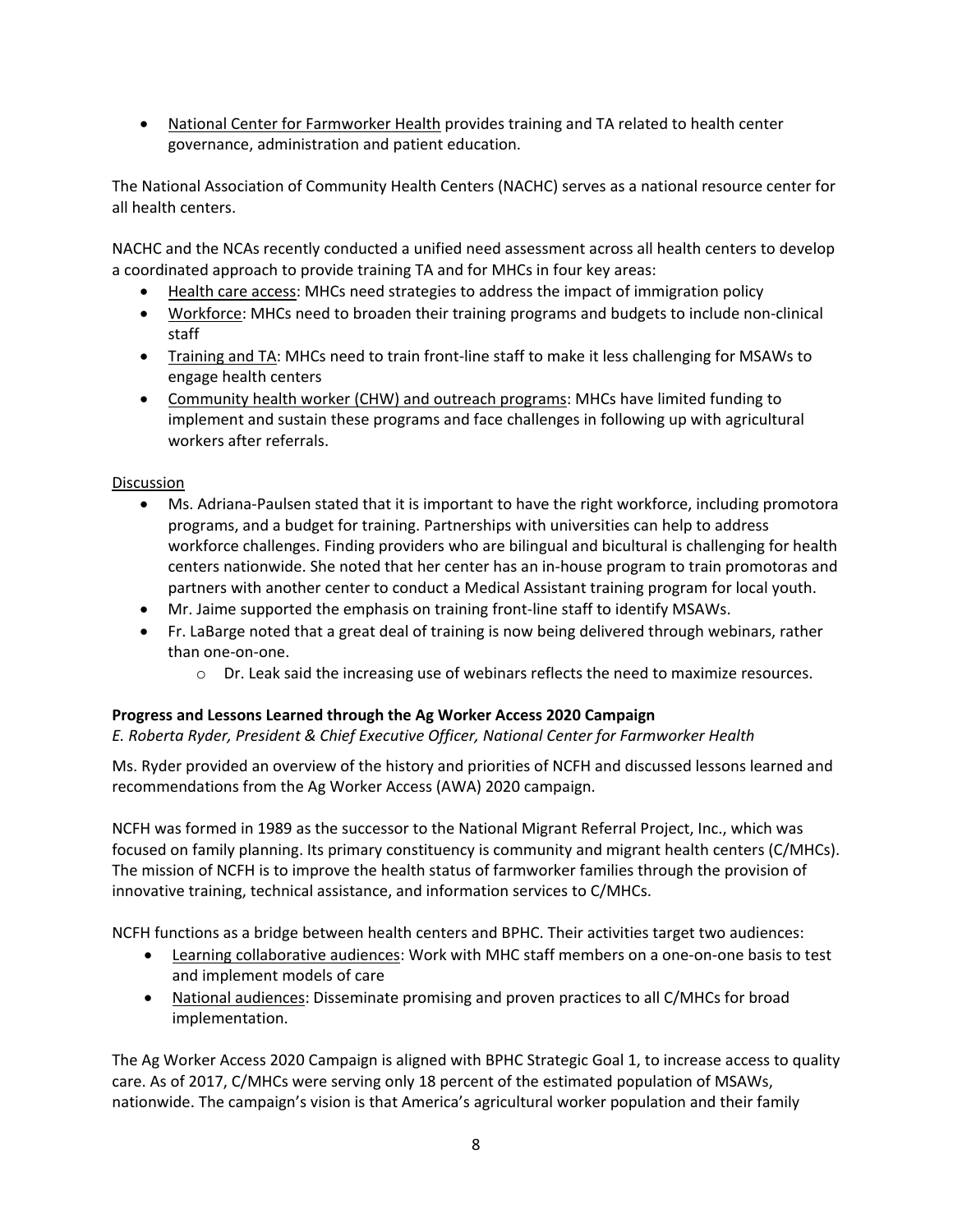- National Center for Farmworker Health provides training and TA related to health center governance, administration and patient education.

The National Association of Community Health Centers (NACHC) serves as a national resource center for all health centers.

NACHC and the NCAs recently conducted a unified need assessment across all health centers to develop a coordinated approach to provide training TA and for MHCs in four key areas:

- Health care access: MHCs need strategies to address the impact of immigration policy
- Workforce: MHCs need to broaden their training programs and budgets to include non-clinical staff
- Training and TA: MHCs need to train front-line staff to make it less challenging for MSAWs to engage health centers
- Community health worker (CHW) and outreach programs: MHCs have limited funding to implement and sustain these programs and face challenges in following up with agricultural workers after referrals.

Discussion

- Ms. Adriana-Paulsen stated that it is important to have the right workforce, including promotora programs, and a budget for training. Partnerships with universities can help to address workforce challenges. Finding providers who are bilingual and bicultural is challenging for health centers nationwide. She noted that her center has an in-house program to train promotoras and partners with another center to conduct a Medical Assistant training program for local youth.
- Mr. Jaime supported the emphasis on training front-line staff to identify MSAWs.
- Fr. LaBarge noted that a great deal of training is now being delivered through webinars, rather than one-on-one.
  - Dr. Leak said the increasing use of webinars reflects the need to maximize resources.

**Progress and Lessons Learned through the Ag Worker Access 2020 Campaign**

*E. Roberta Ryder, President & Chief Executive Officer, National Center for Farmworker Health*

Ms. Ryder provided an overview of the history and priorities of NCFH and discussed lessons learned and recommendations from the Ag Worker Access (AWA) 2020 campaign.

NCFH was formed in 1989 as the successor to the National Migrant Referral Project, Inc., which was focused on family planning. Its primary constituency is community and migrant health centers (C/MHCs). The mission of NCFH is to improve the health status of farmworker families through the provision of innovative training, technical assistance, and information services to C/MHCs.

NCFH functions as a bridge between health centers and BPHC. Their activities target two audiences:

- Learning collaborative audiences: Work with MHC staff members on a one-on-one basis to test and implement models of care
- National audiences: Disseminate promising and proven practices to all C/MHCs for broad implementation.

The Ag Worker Access 2020 Campaign is aligned with BPHC Strategic Goal 1, to increase access to quality care. As of 2017, C/MHCs were serving only 18 percent of the estimated population of MSAWs, nationwide. The campaign's vision is that America's agricultural worker population and their family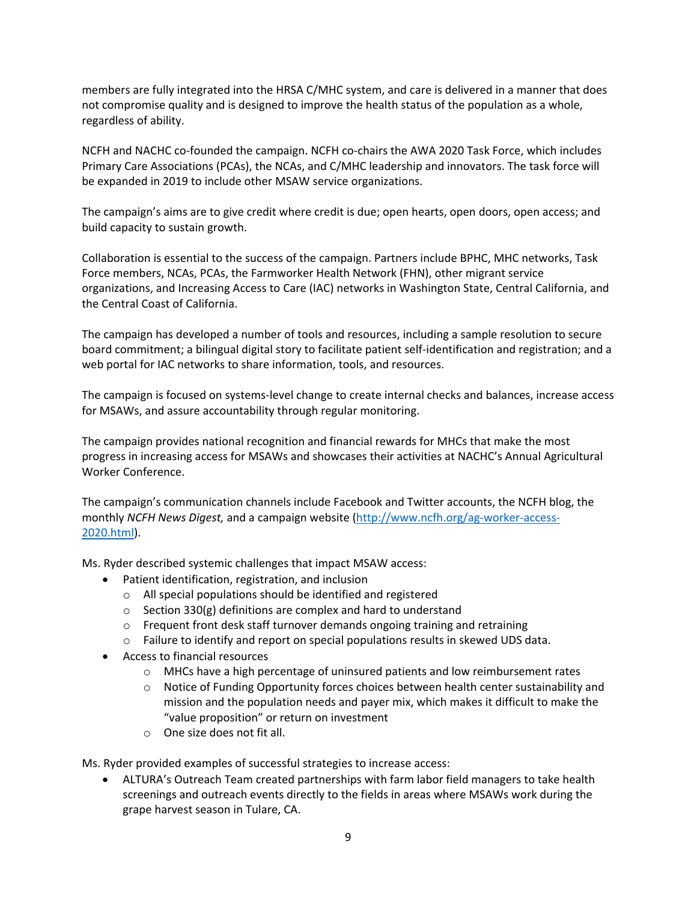members are fully integrated into the HRSA C/MHC system, and care is delivered in a manner that does not compromise quality and is designed to improve the health status of the population as a whole, regardless of ability.

NCFH and NACHC co-founded the campaign. NCFH co-chairs the AWA 2020 Task Force, which includes Primary Care Associations (PCAs), the NCAs, and C/MHC leadership and innovators. The task force will be expanded in 2019 to include other MSAW service organizations.

The campaign's aims are to give credit where credit is due; open hearts, open doors, open access; and build capacity to sustain growth.

Collaboration is essential to the success of the campaign. Partners include BPHC, MHC networks, Task Force members, NCAs, PCAs, the Farmworker Health Network (FHN), other migrant service organizations, and Increasing Access to Care (IAC) networks in Washington State, Central California, and the Central Coast of California.

The campaign has developed a number of tools and resources, including a sample resolution to secure board commitment; a bilingual digital story to facilitate patient self-identification and registration; and a web portal for IAC networks to share information, tools, and resources.

The campaign is focused on systems-level change to create internal checks and balances, increase access for MSAWs, and assure accountability through regular monitoring.

The campaign provides national recognition and financial rewards for MHCs that make the most progress in increasing access for MSAWs and showcases their activities at NACHC's Annual Agricultural Worker Conference.

The campaign's communication channels include Facebook and Twitter accounts, the NCFH blog, the monthly *NCFH News Digest,* and a campaign website (http://www.ncfh.org/ag-worker-access-2020.html).

Ms. Ryder described systemic challenges that impact MSAW access:

- Patient identification, registration, and inclusion
  - All special populations should be identified and registered
  - Section 330(g) definitions are complex and hard to understand
  - Frequent front desk staff turnover demands ongoing training and retraining
  - Failure to identify and report on special populations results in skewed UDS data.
- Access to financial resources
  - MHCs have a high percentage of uninsured patients and low reimbursement rates
  - Notice of Funding Opportunity forces choices between health center sustainability and mission and the population needs and payer mix, which makes it difficult to make the "value proposition" or return on investment
  - One size does not fit all.

Ms. Ryder provided examples of successful strategies to increase access:

- ALTURA's Outreach Team created partnerships with farm labor field managers to take health screenings and outreach events directly to the fields in areas where MSAWs work during the grape harvest season in Tulare, CA.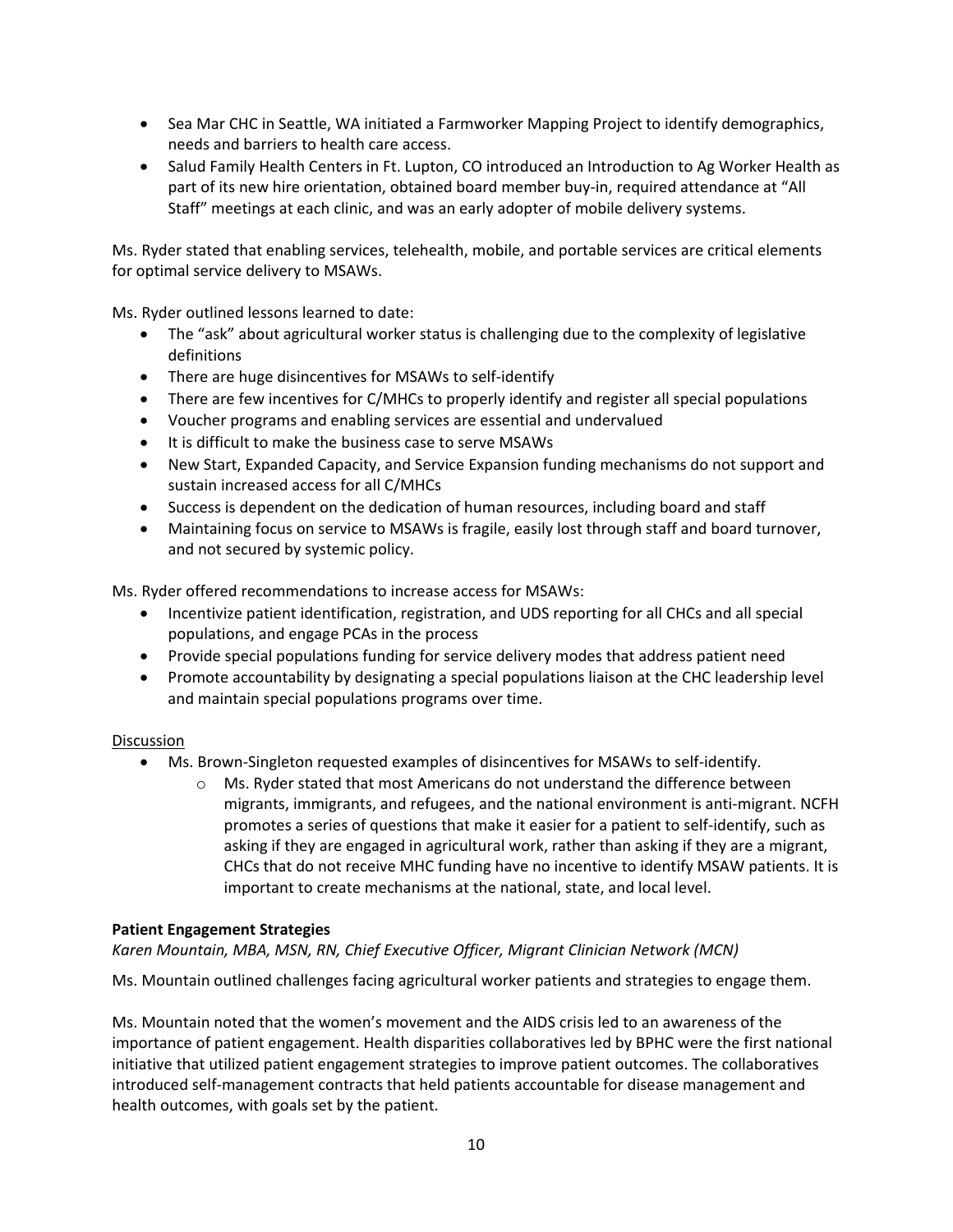- Sea Mar CHC in Seattle, WA initiated a Farmworker Mapping Project to identify demographics, needs and barriers to health care access.
- Salud Family Health Centers in Ft. Lupton, CO introduced an Introduction to Ag Worker Health as part of its new hire orientation, obtained board member buy-in, required attendance at "All Staff" meetings at each clinic, and was an early adopter of mobile delivery systems.

Ms. Ryder stated that enabling services, telehealth, mobile, and portable services are critical elements for optimal service delivery to MSAWs.

Ms. Ryder outlined lessons learned to date:

- The "ask" about agricultural worker status is challenging due to the complexity of legislative definitions
- There are huge disincentives for MSAWs to self-identify
- There are few incentives for C/MHCs to properly identify and register all special populations
- Voucher programs and enabling services are essential and undervalued
- It is difficult to make the business case to serve MSAWs
- New Start, Expanded Capacity, and Service Expansion funding mechanisms do not support and sustain increased access for all C/MHCs
- Success is dependent on the dedication of human resources, including board and staff
- Maintaining focus on service to MSAWs is fragile, easily lost through staff and board turnover, and not secured by systemic policy.

Ms. Ryder offered recommendations to increase access for MSAWs:

- Incentivize patient identification, registration, and UDS reporting for all CHCs and all special populations, and engage PCAs in the process
- Provide special populations funding for service delivery modes that address patient need
- Promote accountability by designating a special populations liaison at the CHC leadership level and maintain special populations programs over time.

Discussion

- Ms. Brown-Singleton requested examples of disincentives for MSAWs to self-identify.
    - Ms. Ryder stated that most Americans do not understand the difference between migrants, immigrants, and refugees, and the national environment is anti-migrant. NCFH promotes a series of questions that make it easier for a patient to self-identify, such as asking if they are engaged in agricultural work, rather than asking if they are a migrant, CHCs that do not receive MHC funding have no incentive to identify MSAW patients. It is important to create mechanisms at the national, state, and local level.

**Patient Engagement Strategies**

*Karen Mountain, MBA, MSN, RN, Chief Executive Officer, Migrant Clinician Network (MCN)*

Ms. Mountain outlined challenges facing agricultural worker patients and strategies to engage them.

Ms. Mountain noted that the women's movement and the AIDS crisis led to an awareness of the importance of patient engagement. Health disparities collaboratives led by BPHC were the first national initiative that utilized patient engagement strategies to improve patient outcomes. The collaboratives introduced self-management contracts that held patients accountable for disease management and health outcomes, with goals set by the patient.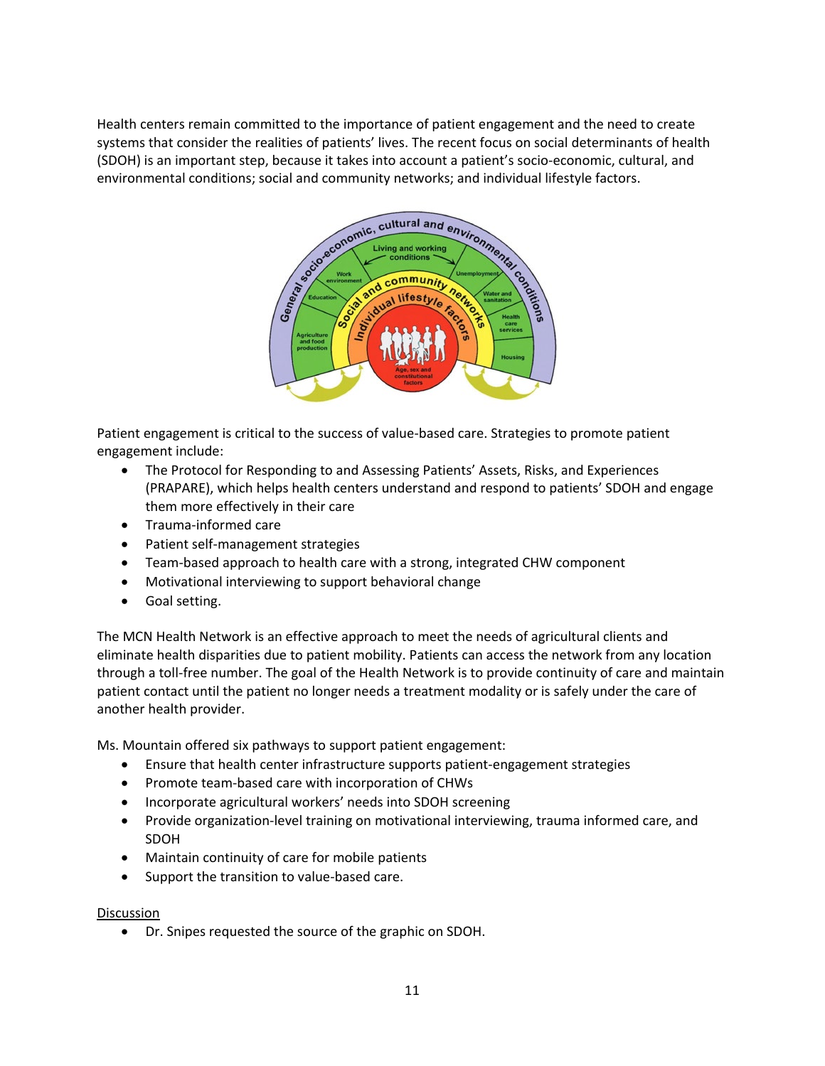Health centers remain committed to the importance of patient engagement and the need to create systems that consider the realities of patients' lives. The recent focus on social determinants of health (SDOH) is an important step, because it takes into account a patient's socio-economic, cultural, and environmental conditions; social and community networks; and individual lifestyle factors.

Patient engagement is critical to the success of value-based care. Strategies to promote patient engagement include:

- The Protocol for Responding to and Assessing Patients' Assets, Risks, and Experiences (PRAPARE), which helps health centers understand and respond to patients' SDOH and engage them more effectively in their care
- Trauma-informed care
- Patient self-management strategies
- Team-based approach to health care with a strong, integrated CHW component
- Motivational interviewing to support behavioral change
- Goal setting.

The MCN Health Network is an effective approach to meet the needs of agricultural clients and eliminate health disparities due to patient mobility. Patients can access the network from any location through a toll-free number. The goal of the Health Network is to provide continuity of care and maintain patient contact until the patient no longer needs a treatment modality or is safely under the care of another health provider.

Ms. Mountain offered six pathways to support patient engagement:

- Ensure that health center infrastructure supports patient-engagement strategies
- Promote team-based care with incorporation of CHWs
- Incorporate agricultural workers' needs into SDOH screening
- Provide organization-level training on motivational interviewing, trauma informed care, and SDOH
- Maintain continuity of care for mobile patients
- Support the transition to value-based care.

<u>Discussion</u>

- Dr. Snipes requested the source of the graphic on SDOH.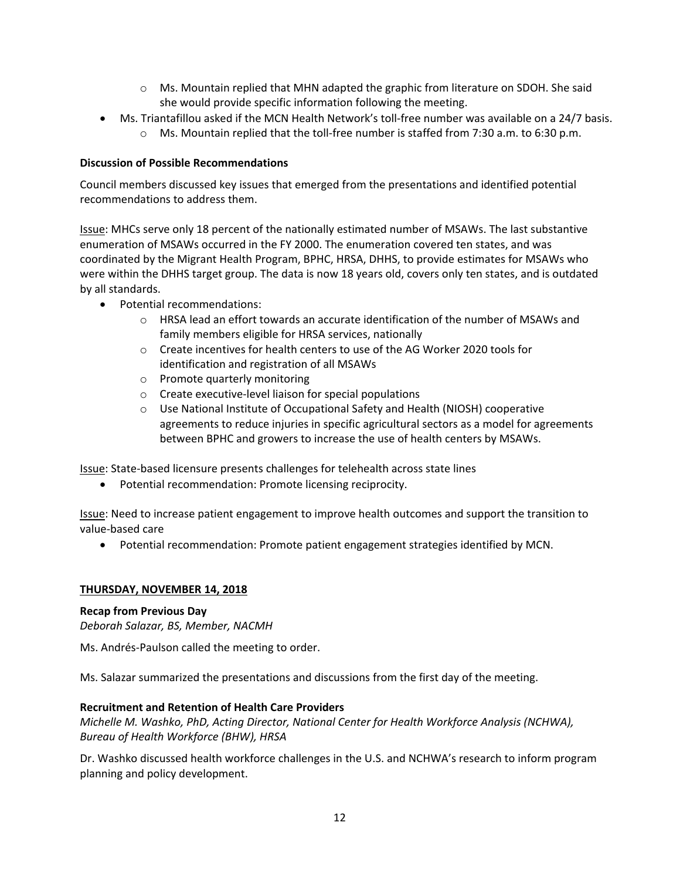- Ms. Mountain replied that MHN adapted the graphic from literature on SDOH. She said she would provide specific information following the meeting.
- Ms. Triantafillou asked if the MCN Health Network's toll-free number was available on a 24/7 basis.
    - Ms. Mountain replied that the toll-free number is staffed from 7:30 a.m. to 6:30 p.m.

**Discussion of Possible Recommendations**

Council members discussed key issues that emerged from the presentations and identified potential recommendations to address them.

Issue: MHCs serve only 18 percent of the nationally estimated number of MSAWs. The last substantive enumeration of MSAWs occurred in the FY 2000. The enumeration covered ten states, and was coordinated by the Migrant Health Program, BPHC, HRSA, DHHS, to provide estimates for MSAWs who were within the DHHS target group. The data is now 18 years old, covers only ten states, and is outdated by all standards.

- Potential recommendations:
    - HRSA lead an effort towards an accurate identification of the number of MSAWs and family members eligible for HRSA services, nationally
    - Create incentives for health centers to use of the AG Worker 2020 tools for identification and registration of all MSAWs
    - Promote quarterly monitoring
    - Create executive-level liaison for special populations
    - Use National Institute of Occupational Safety and Health (NIOSH) cooperative agreements to reduce injuries in specific agricultural sectors as a model for agreements between BPHC and growers to increase the use of health centers by MSAWs.

Issue: State-based licensure presents challenges for telehealth across state lines

- Potential recommendation: Promote licensing reciprocity.

Issue: Need to increase patient engagement to improve health outcomes and support the transition to value-based care

- Potential recommendation: Promote patient engagement strategies identified by MCN.

## THURSDAY, NOVEMBER 14, 2018

**Recap from Previous Day**

*Deborah Salazar, BS, Member, NACMH*

Ms. Andrés-Paulson called the meeting to order.

Ms. Salazar summarized the presentations and discussions from the first day of the meeting.

**Recruitment and Retention of Health Care Providers**

*Michelle M. Washko, PhD, Acting Director, National Center for Health Workforce Analysis (NCHWA), Bureau of Health Workforce (BHW), HRSA*

Dr. Washko discussed health workforce challenges in the U.S. and NCHWA's research to inform program planning and policy development.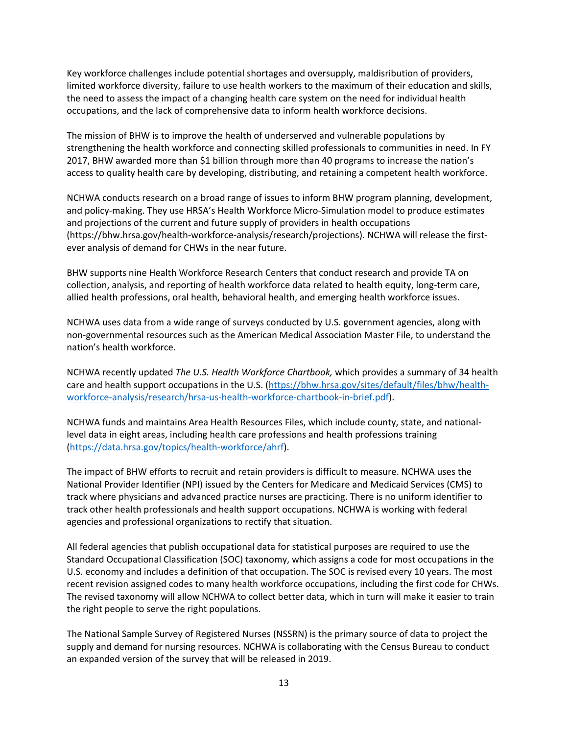Key workforce challenges include potential shortages and oversupply, maldisribution of providers, limited workforce diversity, failure to use health workers to the maximum of their education and skills, the need to assess the impact of a changing health care system on the need for individual health occupations, and the lack of comprehensive data to inform health workforce decisions.

The mission of BHW is to improve the health of underserved and vulnerable populations by strengthening the health workforce and connecting skilled professionals to communities in need. In FY 2017, BHW awarded more than $1 billion through more than 40 programs to increase the nation's access to quality health care by developing, distributing, and retaining a competent health workforce.

NCHWA conducts research on a broad range of issues to inform BHW program planning, development, and policy-making. They use HRSA's Health Workforce Micro-Simulation model to produce estimates and projections of the current and future supply of providers in health occupations (https://bhw.hrsa.gov/health-workforce-analysis/research/projections). NCHWA will release the first-ever analysis of demand for CHWs in the near future.

BHW supports nine Health Workforce Research Centers that conduct research and provide TA on collection, analysis, and reporting of health workforce data related to health equity, long-term care, allied health professions, oral health, behavioral health, and emerging health workforce issues.

NCHWA uses data from a wide range of surveys conducted by U.S. government agencies, along with non-governmental resources such as the American Medical Association Master File, to understand the nation's health workforce.

NCHWA recently updated *The U.S. Health Workforce Chartbook,* which provides a summary of 34 health care and health support occupations in the U.S. (https://bhw.hrsa.gov/sites/default/files/bhw/health-workforce-analysis/research/hrsa-us-health-workforce-chartbook-in-brief.pdf).

NCHWA funds and maintains Area Health Resources Files, which include county, state, and national-level data in eight areas, including health care professions and health professions training (https://data.hrsa.gov/topics/health-workforce/ahrf).

The impact of BHW efforts to recruit and retain providers is difficult to measure. NCHWA uses the National Provider Identifier (NPI) issued by the Centers for Medicare and Medicaid Services (CMS) to track where physicians and advanced practice nurses are practicing. There is no uniform identifier to track other health professionals and health support occupations. NCHWA is working with federal agencies and professional organizations to rectify that situation.

All federal agencies that publish occupational data for statistical purposes are required to use the Standard Occupational Classification (SOC) taxonomy, which assigns a code for most occupations in the U.S. economy and includes a definition of that occupation. The SOC is revised every 10 years. The most recent revision assigned codes to many health workforce occupations, including the first code for CHWs. The revised taxonomy will allow NCHWA to collect better data, which in turn will make it easier to train the right people to serve the right populations.

The National Sample Survey of Registered Nurses (NSSRN) is the primary source of data to project the supply and demand for nursing resources. NCHWA is collaborating with the Census Bureau to conduct an expanded version of the survey that will be released in 2019.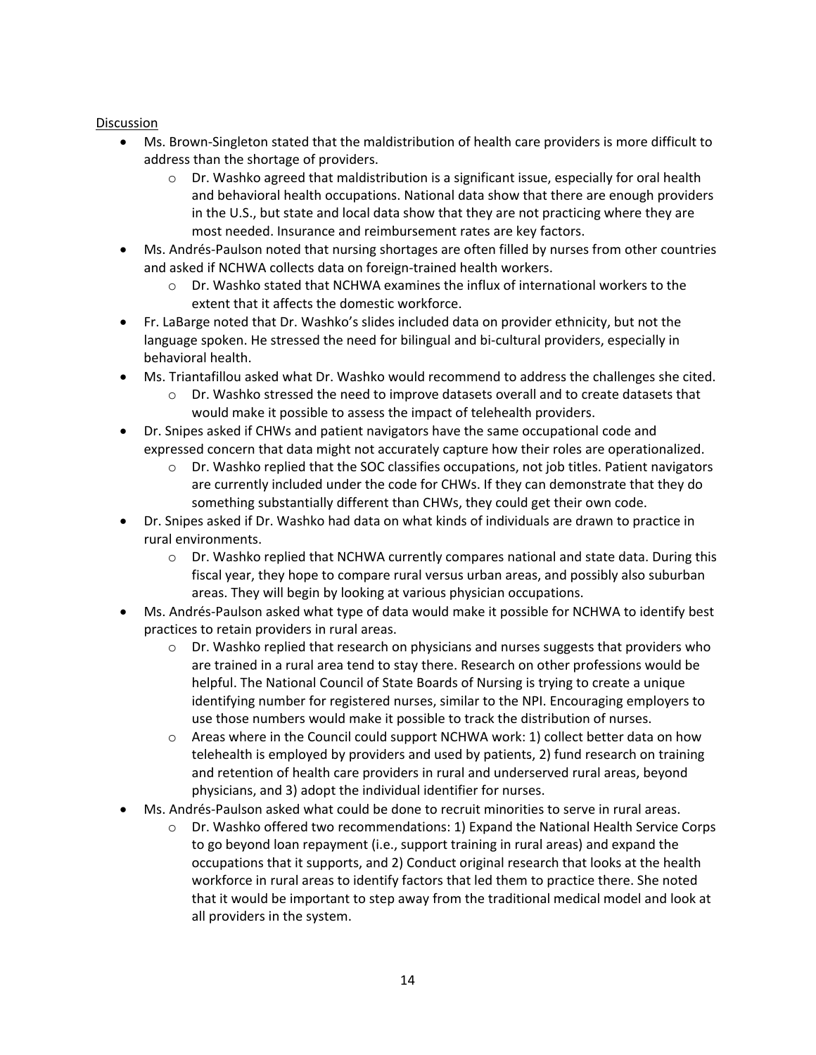Discussion

- Ms. Brown-Singleton stated that the maldistribution of health care providers is more difficult to address than the shortage of providers.
    - Dr. Washko agreed that maldistribution is a significant issue, especially for oral health and behavioral health occupations. National data show that there are enough providers in the U.S., but state and local data show that they are not practicing where they are most needed. Insurance and reimbursement rates are key factors.
- Ms. Andrés-Paulson noted that nursing shortages are often filled by nurses from other countries and asked if NCHWA collects data on foreign-trained health workers.
    - Dr. Washko stated that NCHWA examines the influx of international workers to the extent that it affects the domestic workforce.
- Fr. LaBarge noted that Dr. Washko's slides included data on provider ethnicity, but not the language spoken. He stressed the need for bilingual and bi-cultural providers, especially in behavioral health.
- Ms. Triantafillou asked what Dr. Washko would recommend to address the challenges she cited.
    - Dr. Washko stressed the need to improve datasets overall and to create datasets that would make it possible to assess the impact of telehealth providers.
- Dr. Snipes asked if CHWs and patient navigators have the same occupational code and expressed concern that data might not accurately capture how their roles are operationalized.
    - Dr. Washko replied that the SOC classifies occupations, not job titles. Patient navigators are currently included under the code for CHWs. If they can demonstrate that they do something substantially different than CHWs, they could get their own code.
- Dr. Snipes asked if Dr. Washko had data on what kinds of individuals are drawn to practice in rural environments.
    - Dr. Washko replied that NCHWA currently compares national and state data. During this fiscal year, they hope to compare rural versus urban areas, and possibly also suburban areas. They will begin by looking at various physician occupations.
- Ms. Andrés-Paulson asked what type of data would make it possible for NCHWA to identify best practices to retain providers in rural areas.
    - Dr. Washko replied that research on physicians and nurses suggests that providers who are trained in a rural area tend to stay there. Research on other professions would be helpful. The National Council of State Boards of Nursing is trying to create a unique identifying number for registered nurses, similar to the NPI. Encouraging employers to use those numbers would make it possible to track the distribution of nurses.
    - Areas where in the Council could support NCHWA work: 1) collect better data on how telehealth is employed by providers and used by patients, 2) fund research on training and retention of health care providers in rural and underserved rural areas, beyond physicians, and 3) adopt the individual identifier for nurses.
- Ms. Andrés-Paulson asked what could be done to recruit minorities to serve in rural areas.
    - Dr. Washko offered two recommendations: 1) Expand the National Health Service Corps to go beyond loan repayment (i.e., support training in rural areas) and expand the occupations that it supports, and 2) Conduct original research that looks at the health workforce in rural areas to identify factors that led them to practice there. She noted that it would be important to step away from the traditional medical model and look at all providers in the system.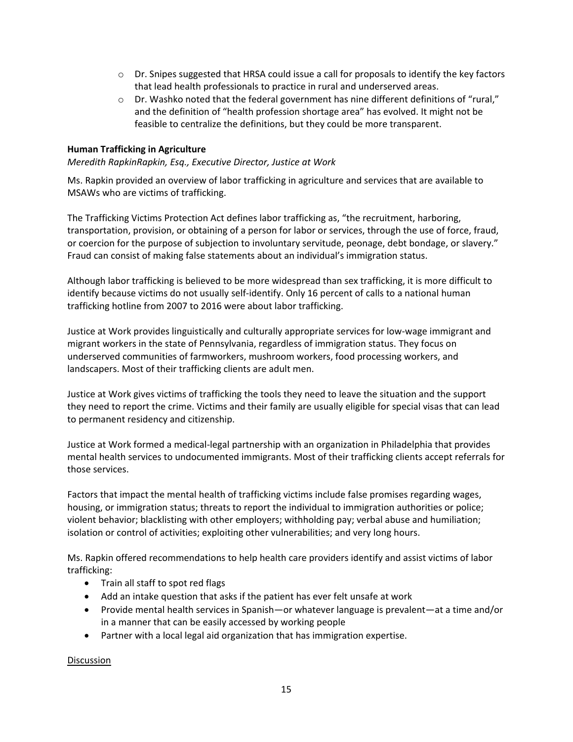- Dr. Snipes suggested that HRSA could issue a call for proposals to identify the key factors that lead health professionals to practice in rural and underserved areas.
- Dr. Washko noted that the federal government has nine different definitions of "rural," and the definition of "health profession shortage area" has evolved. It might not be feasible to centralize the definitions, but they could be more transparent.

**Human Trafficking in Agriculture**

*Meredith RapkinRapkin, Esq., Executive Director, Justice at Work*

Ms. Rapkin provided an overview of labor trafficking in agriculture and services that are available to MSAWs who are victims of trafficking.

The Trafficking Victims Protection Act defines labor trafficking as, "the recruitment, harboring, transportation, provision, or obtaining of a person for labor or services, through the use of force, fraud, or coercion for the purpose of subjection to involuntary servitude, peonage, debt bondage, or slavery." Fraud can consist of making false statements about an individual's immigration status.

Although labor trafficking is believed to be more widespread than sex trafficking, it is more difficult to identify because victims do not usually self-identify. Only 16 percent of calls to a national human trafficking hotline from 2007 to 2016 were about labor trafficking.

Justice at Work provides linguistically and culturally appropriate services for low-wage immigrant and migrant workers in the state of Pennsylvania, regardless of immigration status. They focus on underserved communities of farmworkers, mushroom workers, food processing workers, and landscapers. Most of their trafficking clients are adult men.

Justice at Work gives victims of trafficking the tools they need to leave the situation and the support they need to report the crime. Victims and their family are usually eligible for special visas that can lead to permanent residency and citizenship.

Justice at Work formed a medical-legal partnership with an organization in Philadelphia that provides mental health services to undocumented immigrants. Most of their trafficking clients accept referrals for those services.

Factors that impact the mental health of trafficking victims include false promises regarding wages, housing, or immigration status; threats to report the individual to immigration authorities or police; violent behavior; blacklisting with other employers; withholding pay; verbal abuse and humiliation; isolation or control of activities; exploiting other vulnerabilities; and very long hours.

Ms. Rapkin offered recommendations to help health care providers identify and assist victims of labor trafficking:

- Train all staff to spot red flags
- Add an intake question that asks if the patient has ever felt unsafe at work
- Provide mental health services in Spanish—or whatever language is prevalent—at a time and/or in a manner that can be easily accessed by working people
- Partner with a local legal aid organization that has immigration expertise.

<u>Discussion</u>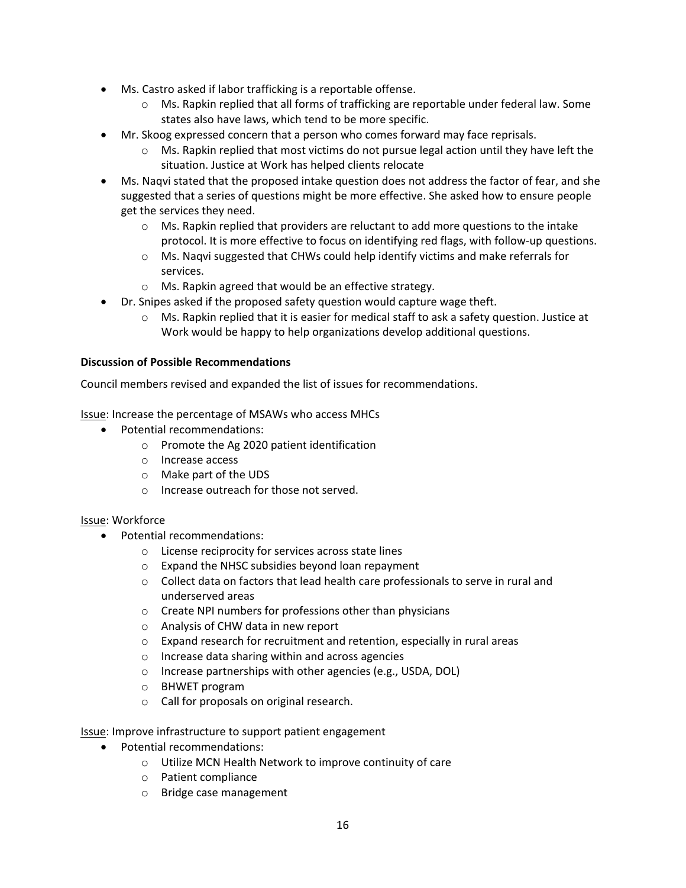- Ms. Castro asked if labor trafficking is a reportable offense.
  - Ms. Rapkin replied that all forms of trafficking are reportable under federal law. Some states also have laws, which tend to be more specific.
- Mr. Skoog expressed concern that a person who comes forward may face reprisals.
  - Ms. Rapkin replied that most victims do not pursue legal action until they have left the situation. Justice at Work has helped clients relocate
- Ms. Naqvi stated that the proposed intake question does not address the factor of fear, and she suggested that a series of questions might be more effective. She asked how to ensure people get the services they need.
  - Ms. Rapkin replied that providers are reluctant to add more questions to the intake protocol. It is more effective to focus on identifying red flags, with follow-up questions.
  - Ms. Naqvi suggested that CHWs could help identify victims and make referrals for services.
  - Ms. Rapkin agreed that would be an effective strategy.
- Dr. Snipes asked if the proposed safety question would capture wage theft.
  - Ms. Rapkin replied that it is easier for medical staff to ask a safety question. Justice at Work would be happy to help organizations develop additional questions.

**Discussion of Possible Recommendations**

Council members revised and expanded the list of issues for recommendations.

Issue: Increase the percentage of MSAWs who access MHCs

- Potential recommendations:
  - Promote the Ag 2020 patient identification
  - Increase access
  - Make part of the UDS
  - Increase outreach for those not served.

Issue: Workforce

- Potential recommendations:
  - License reciprocity for services across state lines
  - Expand the NHSC subsidies beyond loan repayment
  - Collect data on factors that lead health care professionals to serve in rural and underserved areas
  - Create NPI numbers for professions other than physicians
  - Analysis of CHW data in new report
  - Expand research for recruitment and retention, especially in rural areas
  - Increase data sharing within and across agencies
  - Increase partnerships with other agencies (e.g., USDA, DOL)
  - BHWET program
  - Call for proposals on original research.

Issue: Improve infrastructure to support patient engagement

- Potential recommendations:
  - Utilize MCN Health Network to improve continuity of care
  - Patient compliance
  - Bridge case management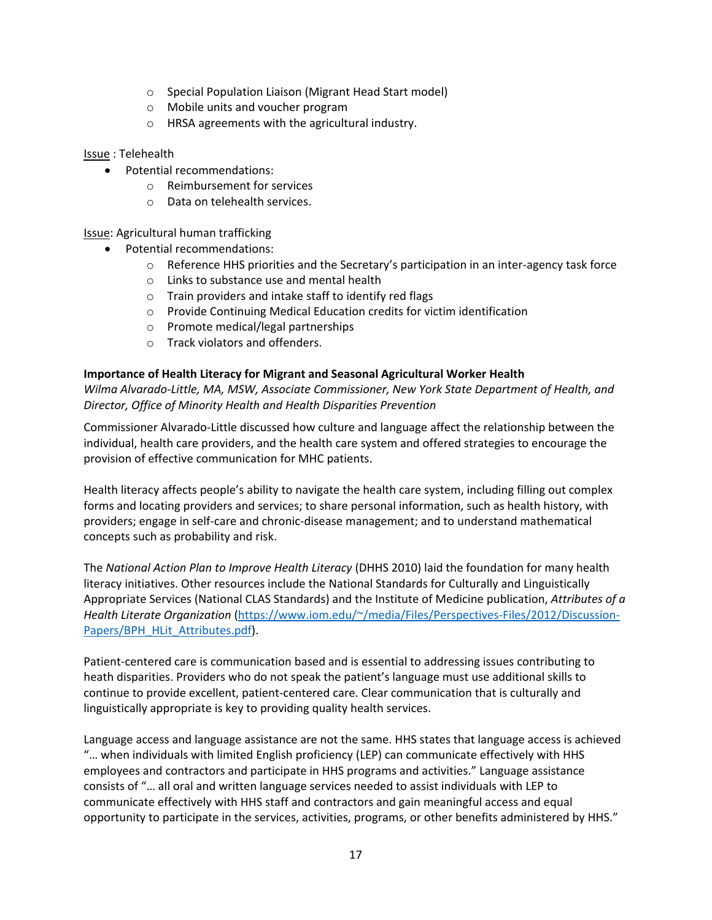- Special Population Liaison (Migrant Head Start model)
- Mobile units and voucher program
- HRSA agreements with the agricultural industry.

Issue : Telehealth

- Potential recommendations:
    - Reimbursement for services
    - Data on telehealth services.

Issue: Agricultural human trafficking

- Potential recommendations:
    - Reference HHS priorities and the Secretary's participation in an inter-agency task force
    - Links to substance use and mental health
    - Train providers and intake staff to identify red flags
    - Provide Continuing Medical Education credits for victim identification
    - Promote medical/legal partnerships
    - Track violators and offenders.

**Importance of Health Literacy for Migrant and Seasonal Agricultural Worker Health**

*Wilma Alvarado-Little, MA, MSW, Associate Commissioner, New York State Department of Health, and Director, Office of Minority Health and Health Disparities Prevention*

Commissioner Alvarado-Little discussed how culture and language affect the relationship between the individual, health care providers, and the health care system and offered strategies to encourage the provision of effective communication for MHC patients.

Health literacy affects people's ability to navigate the health care system, including filling out complex forms and locating providers and services; to share personal information, such as health history, with providers; engage in self-care and chronic-disease management; and to understand mathematical concepts such as probability and risk.

The *National Action Plan to Improve Health Literacy* (DHHS 2010) laid the foundation for many health literacy initiatives. Other resources include the National Standards for Culturally and Linguistically Appropriate Services (National CLAS Standards) and the Institute of Medicine publication, *Attributes of a Health Literate Organization* (https://www.iom.edu/~/media/Files/Perspectives-Files/2012/Discussion-Papers/BPH_HLit_Attributes.pdf).

Patient-centered care is communication based and is essential to addressing issues contributing to heath disparities. Providers who do not speak the patient's language must use additional skills to continue to provide excellent, patient-centered care. Clear communication that is culturally and linguistically appropriate is key to providing quality health services.

Language access and language assistance are not the same. HHS states that language access is achieved "… when individuals with limited English proficiency (LEP) can communicate effectively with HHS employees and contractors and participate in HHS programs and activities." Language assistance consists of "… all oral and written language services needed to assist individuals with LEP to communicate effectively with HHS staff and contractors and gain meaningful access and equal opportunity to participate in the services, activities, programs, or other benefits administered by HHS."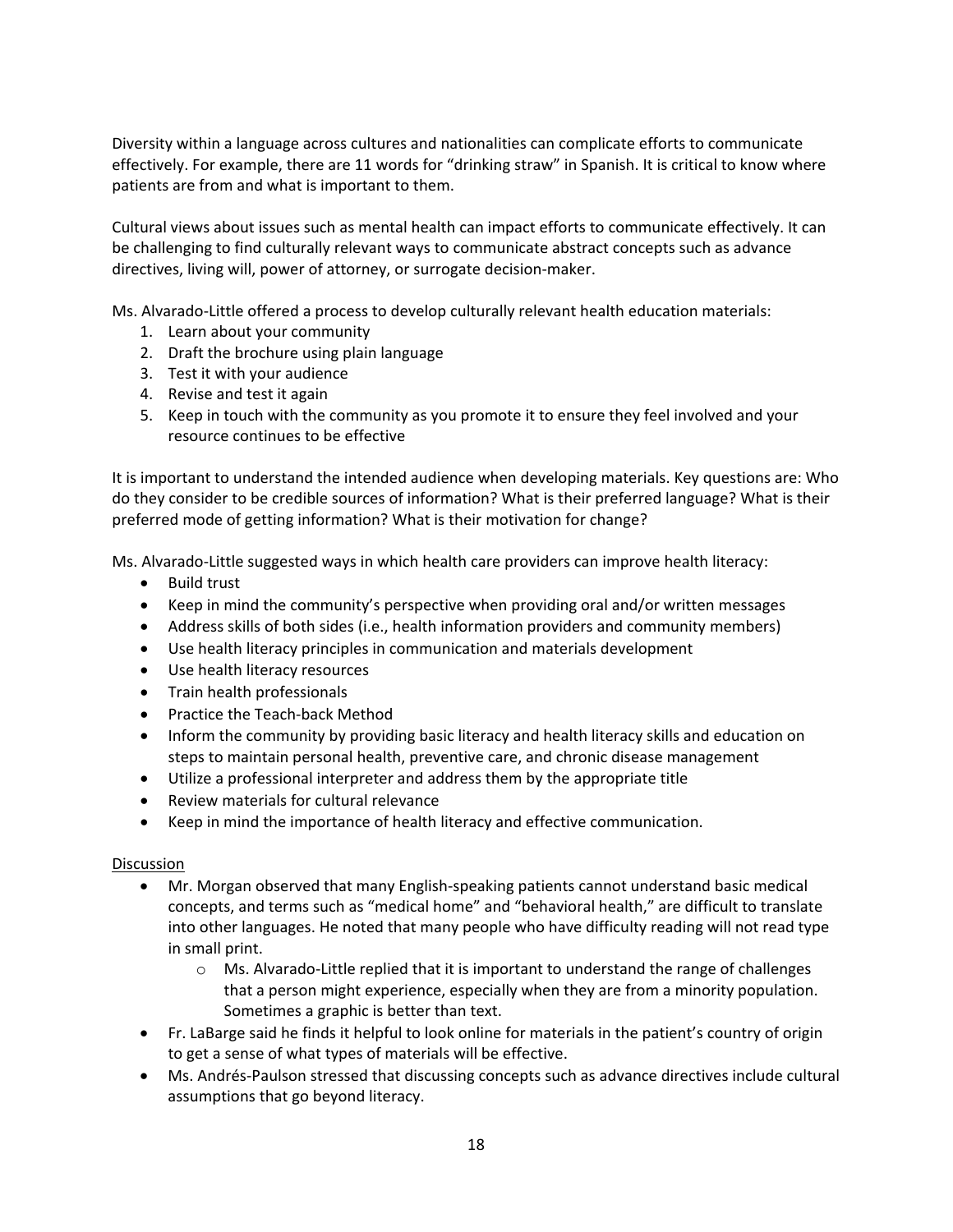Diversity within a language across cultures and nationalities can complicate efforts to communicate effectively. For example, there are 11 words for "drinking straw" in Spanish. It is critical to know where patients are from and what is important to them.

Cultural views about issues such as mental health can impact efforts to communicate effectively. It can be challenging to find culturally relevant ways to communicate abstract concepts such as advance directives, living will, power of attorney, or surrogate decision-maker.

Ms. Alvarado-Little offered a process to develop culturally relevant health education materials:

1. Learn about your community
2. Draft the brochure using plain language
3. Test it with your audience
4. Revise and test it again
5. Keep in touch with the community as you promote it to ensure they feel involved and your resource continues to be effective

It is important to understand the intended audience when developing materials. Key questions are: Who do they consider to be credible sources of information? What is their preferred language? What is their preferred mode of getting information? What is their motivation for change?

Ms. Alvarado-Little suggested ways in which health care providers can improve health literacy:

- Build trust
- Keep in mind the community's perspective when providing oral and/or written messages
- Address skills of both sides (i.e., health information providers and community members)
- Use health literacy principles in communication and materials development
- Use health literacy resources
- Train health professionals
- Practice the Teach-back Method
- Inform the community by providing basic literacy and health literacy skills and education on steps to maintain personal health, preventive care, and chronic disease management
- Utilize a professional interpreter and address them by the appropriate title
- Review materials for cultural relevance
- Keep in mind the importance of health literacy and effective communication.

Discussion

- Mr. Morgan observed that many English-speaking patients cannot understand basic medical concepts, and terms such as "medical home" and "behavioral health," are difficult to translate into other languages. He noted that many people who have difficulty reading will not read type in small print.
  - Ms. Alvarado-Little replied that it is important to understand the range of challenges that a person might experience, especially when they are from a minority population. Sometimes a graphic is better than text.
- Fr. LaBarge said he finds it helpful to look online for materials in the patient's country of origin to get a sense of what types of materials will be effective.
- Ms. Andrés-Paulson stressed that discussing concepts such as advance directives include cultural assumptions that go beyond literacy.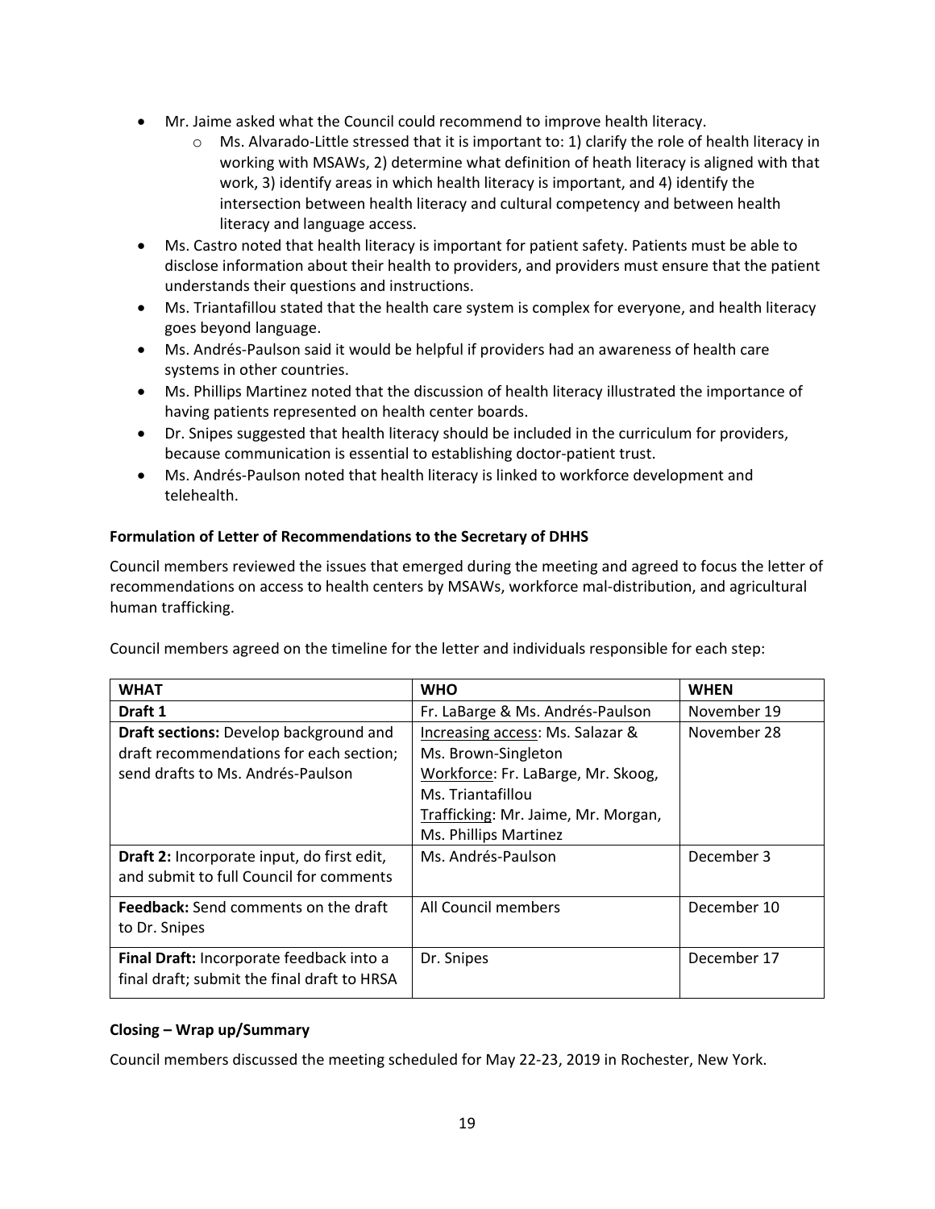- Mr. Jaime asked what the Council could recommend to improve health literacy.
    - Ms. Alvarado-Little stressed that it is important to: 1) clarify the role of health literacy in working with MSAWs, 2) determine what definition of heath literacy is aligned with that work, 3) identify areas in which health literacy is important, and 4) identify the intersection between health literacy and cultural competency and between health literacy and language access.
- Ms. Castro noted that health literacy is important for patient safety. Patients must be able to disclose information about their health to providers, and providers must ensure that the patient understands their questions and instructions.
- Ms. Triantafillou stated that the health care system is complex for everyone, and health literacy goes beyond language.
- Ms. Andrés-Paulson said it would be helpful if providers had an awareness of health care systems in other countries.
- Ms. Phillips Martinez noted that the discussion of health literacy illustrated the importance of having patients represented on health center boards.
- Dr. Snipes suggested that health literacy should be included in the curriculum for providers, because communication is essential to establishing doctor-patient trust.
- Ms. Andrés-Paulson noted that health literacy is linked to workforce development and telehealth.

**Formulation of Letter of Recommendations to the Secretary of DHHS**

Council members reviewed the issues that emerged during the meeting and agreed to focus the letter of recommendations on access to health centers by MSAWs, workforce mal-distribution, and agricultural human trafficking.

Council members agreed on the timeline for the letter and individuals responsible for each step:

| WHAT | WHO | WHEN |
|---|---|---|
| **Draft 1** | Fr. LaBarge & Ms. Andrés-Paulson | November 19 |
| **Draft sections:** Develop background and draft recommendations for each section; send drafts to Ms. Andrés-Paulson | Increasing access: Ms. Salazar & Ms. Brown-Singleton<br>Workforce: Fr. LaBarge, Mr. Skoog, Ms. Triantafillou<br>Trafficking: Mr. Jaime, Mr. Morgan, Ms. Phillips Martinez | November 28 |
| **Draft 2:** Incorporate input, do first edit, and submit to full Council for comments | Ms. Andrés-Paulson | December 3 |
| **Feedback:** Send comments on the draft to Dr. Snipes | All Council members | December 10 |
| **Final Draft:** Incorporate feedback into a final draft; submit the final draft to HRSA | Dr. Snipes | December 17 |

**Closing – Wrap up/Summary**

Council members discussed the meeting scheduled for May 22-23, 2019 in Rochester, New York.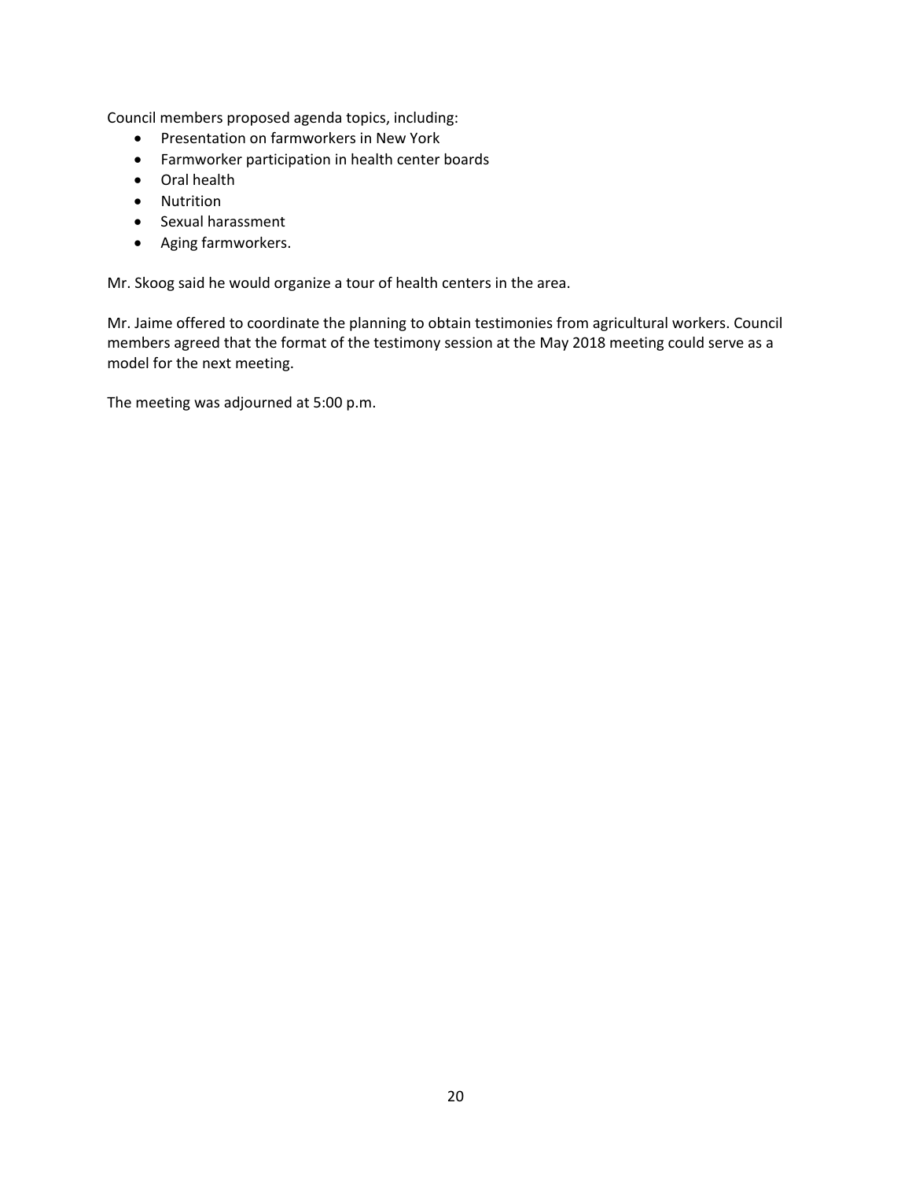Council members proposed agenda topics, including:

- Presentation on farmworkers in New York
- Farmworker participation in health center boards
- Oral health
- Nutrition
- Sexual harassment
- Aging farmworkers.

Mr. Skoog said he would organize a tour of health centers in the area.

Mr. Jaime offered to coordinate the planning to obtain testimonies from agricultural workers. Council members agreed that the format of the testimony session at the May 2018 meeting could serve as a model for the next meeting.

The meeting was adjourned at 5:00 p.m.